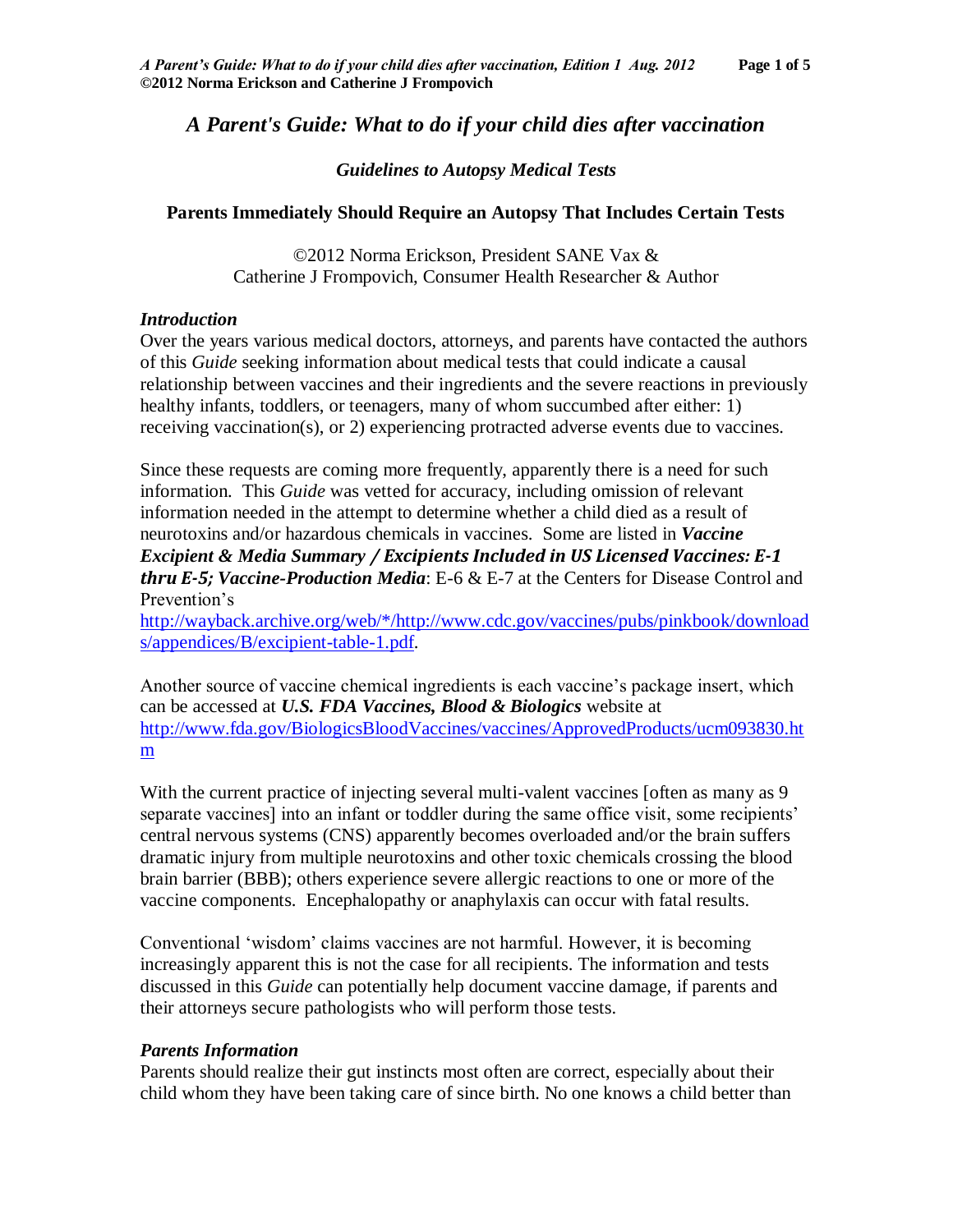# *A Parent's Guide: What to do if your child dies after vaccination*

### *Guidelines to Autopsy Medical Tests*

### **Parents Immediately Should Require an Autopsy That Includes Certain Tests**

©2012 Norma Erickson, President SANE Vax &
Catherine J Frompovich, Consumer Health Researcher & Author

### *Introduction*

Over the years various medical doctors, attorneys, and parents have contacted the authors of this *Guide* seeking information about medical tests that could indicate a causal relationship between vaccines and their ingredients and the severe reactions in previously healthy infants, toddlers, or teenagers, many of whom succumbed after either: 1) receiving vaccination(s), or 2) experiencing protracted adverse events due to vaccines.

Since these requests are coming more frequently, apparently there is a need for such information. This *Guide* was vetted for accuracy, including omission of relevant information needed in the attempt to determine whether a child died as a result of neurotoxins and/or hazardous chemicals in vaccines. Some are listed in ***Vaccine Excipient & Media Summary / Excipients Included in US Licensed Vaccines: E-1 thru E-5; Vaccine-Production Media***: E-6 & E-7 at the Centers for Disease Control and Prevention's
http://wayback.archive.org/web/*/http://www.cdc.gov/vaccines/pubs/pinkbook/downloads/appendices/B/excipient-table-1.pdf.

Another source of vaccine chemical ingredients is each vaccine's package insert, which can be accessed at ***U.S. FDA Vaccines, Blood & Biologics*** website at
http://www.fda.gov/BiologicsBloodVaccines/vaccines/ApprovedProducts/ucm093830.htm

With the current practice of injecting several multi-valent vaccines [often as many as 9 separate vaccines] into an infant or toddler during the same office visit, some recipients' central nervous systems (CNS) apparently becomes overloaded and/or the brain suffers dramatic injury from multiple neurotoxins and other toxic chemicals crossing the blood brain barrier (BBB); others experience severe allergic reactions to one or more of the vaccine components. Encephalopathy or anaphylaxis can occur with fatal results.

Conventional 'wisdom' claims vaccines are not harmful. However, it is becoming increasingly apparent this is not the case for all recipients. The information and tests discussed in this *Guide* can potentially help document vaccine damage, if parents and their attorneys secure pathologists who will perform those tests.

### *Parents Information*

Parents should realize their gut instincts most often are correct, especially about their child whom they have been taking care of since birth. No one knows a child better than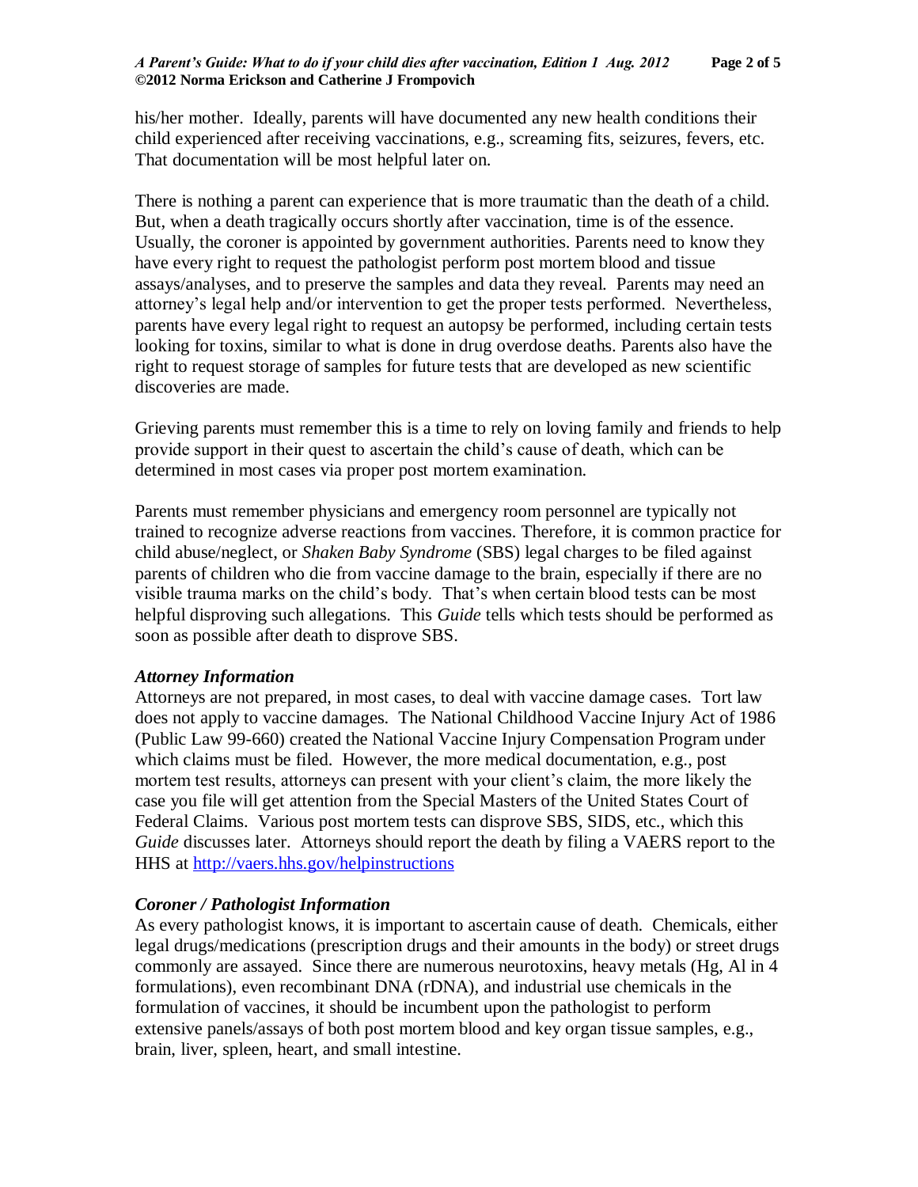his/her mother. Ideally, parents will have documented any new health conditions their child experienced after receiving vaccinations, e.g., screaming fits, seizures, fevers, etc. That documentation will be most helpful later on.

There is nothing a parent can experience that is more traumatic than the death of a child. But, when a death tragically occurs shortly after vaccination, time is of the essence. Usually, the coroner is appointed by government authorities. Parents need to know they have every right to request the pathologist perform post mortem blood and tissue assays/analyses, and to preserve the samples and data they reveal. Parents may need an attorney's legal help and/or intervention to get the proper tests performed. Nevertheless, parents have every legal right to request an autopsy be performed, including certain tests looking for toxins, similar to what is done in drug overdose deaths. Parents also have the right to request storage of samples for future tests that are developed as new scientific discoveries are made.

Grieving parents must remember this is a time to rely on loving family and friends to help provide support in their quest to ascertain the child's cause of death, which can be determined in most cases via proper post mortem examination.

Parents must remember physicians and emergency room personnel are typically not trained to recognize adverse reactions from vaccines. Therefore, it is common practice for child abuse/neglect, or *Shaken Baby Syndrome* (SBS) legal charges to be filed against parents of children who die from vaccine damage to the brain, especially if there are no visible trauma marks on the child's body. That's when certain blood tests can be most helpful disproving such allegations. This *Guide* tells which tests should be performed as soon as possible after death to disprove SBS.

### *Attorney Information*

Attorneys are not prepared, in most cases, to deal with vaccine damage cases. Tort law does not apply to vaccine damages. The National Childhood Vaccine Injury Act of 1986 (Public Law 99-660) created the National Vaccine Injury Compensation Program under which claims must be filed. However, the more medical documentation, e.g., post mortem test results, attorneys can present with your client's claim, the more likely the case you file will get attention from the Special Masters of the United States Court of Federal Claims. Various post mortem tests can disprove SBS, SIDS, etc., which this *Guide* discusses later. Attorneys should report the death by filing a VAERS report to the HHS at http://vaers.hhs.gov/helpinstructions

### *Coroner / Pathologist Information*

As every pathologist knows, it is important to ascertain cause of death. Chemicals, either legal drugs/medications (prescription drugs and their amounts in the body) or street drugs commonly are assayed. Since there are numerous neurotoxins, heavy metals (Hg, Al in 4 formulations), even recombinant DNA (rDNA), and industrial use chemicals in the formulation of vaccines, it should be incumbent upon the pathologist to perform extensive panels/assays of both post mortem blood and key organ tissue samples, e.g., brain, liver, spleen, heart, and small intestine.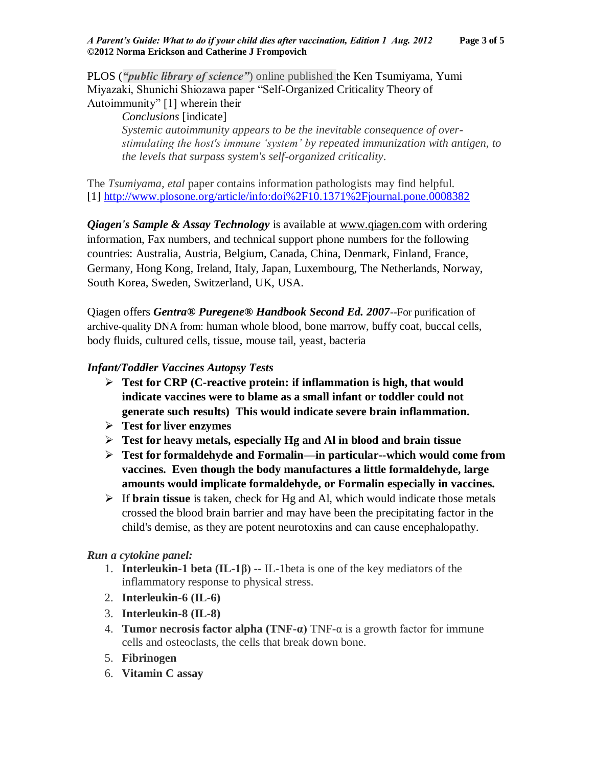PLOS (***"public library of science"***) online published the Ken Tsumiyama, Yumi Miyazaki, Shunichi Shiozawa paper "Self-Organized Criticality Theory of Autoimmunity" [1] wherein their

> *Conclusions* [indicate]
>
> *Systemic autoimmunity appears to be the inevitable consequence of over-stimulating the host's immune 'system' by repeated immunization with antigen, to the levels that surpass system's self-organized criticality.*

The *Tsumiyama, etal* paper contains information pathologists may find helpful.
[1] http://www.plosone.org/article/info:doi%2F10.1371%2Fjournal.pone.0008382

***Qiagen's Sample & Assay Technology*** is available at www.qiagen.com with ordering information, Fax numbers, and technical support phone numbers for the following countries: Australia, Austria, Belgium, Canada, China, Denmark, Finland, France, Germany, Hong Kong, Ireland, Italy, Japan, Luxembourg, The Netherlands, Norway, South Korea, Sweden, Switzerland, UK, USA.

Qiagen offers ***Gentra® Puregene® Handbook Second Ed. 2007***--For purification of archive-quality DNA from: human whole blood, bone marrow, buffy coat, buccal cells, body fluids, cultured cells, tissue, mouse tail, yeast, bacteria

*Infant/Toddler Vaccines Autopsy Tests*

- **Test for CRP (C-reactive protein: if inflammation is high, that would indicate vaccines were to blame as a small infant or toddler could not generate such results) This would indicate severe brain inflammation.**
- **Test for liver enzymes**
- **Test for heavy metals, especially Hg and Al in blood and brain tissue**
- **Test for formaldehyde and Formalin—in particular--which would come from vaccines. Even though the body manufactures a little formaldehyde, large amounts would implicate formaldehyde, or Formalin especially in vaccines.**
- If **brain tissue** is taken, check for Hg and Al, which would indicate those metals crossed the blood brain barrier and may have been the precipitating factor in the child's demise, as they are potent neurotoxins and can cause encephalopathy.

*Run a cytokine panel:*

1. **Interleukin-1 beta (IL-1β)** -- IL-1beta is one of the key mediators of the inflammatory response to physical stress.
2. **Interleukin-6 (IL-6)**
3. **Interleukin-8 (IL-8)**
4. **Tumor necrosis factor alpha (TNF-α)** TNF-α is a growth factor for immune cells and osteoclasts, the cells that break down bone.
5. **Fibrinogen**
6. **Vitamin C assay**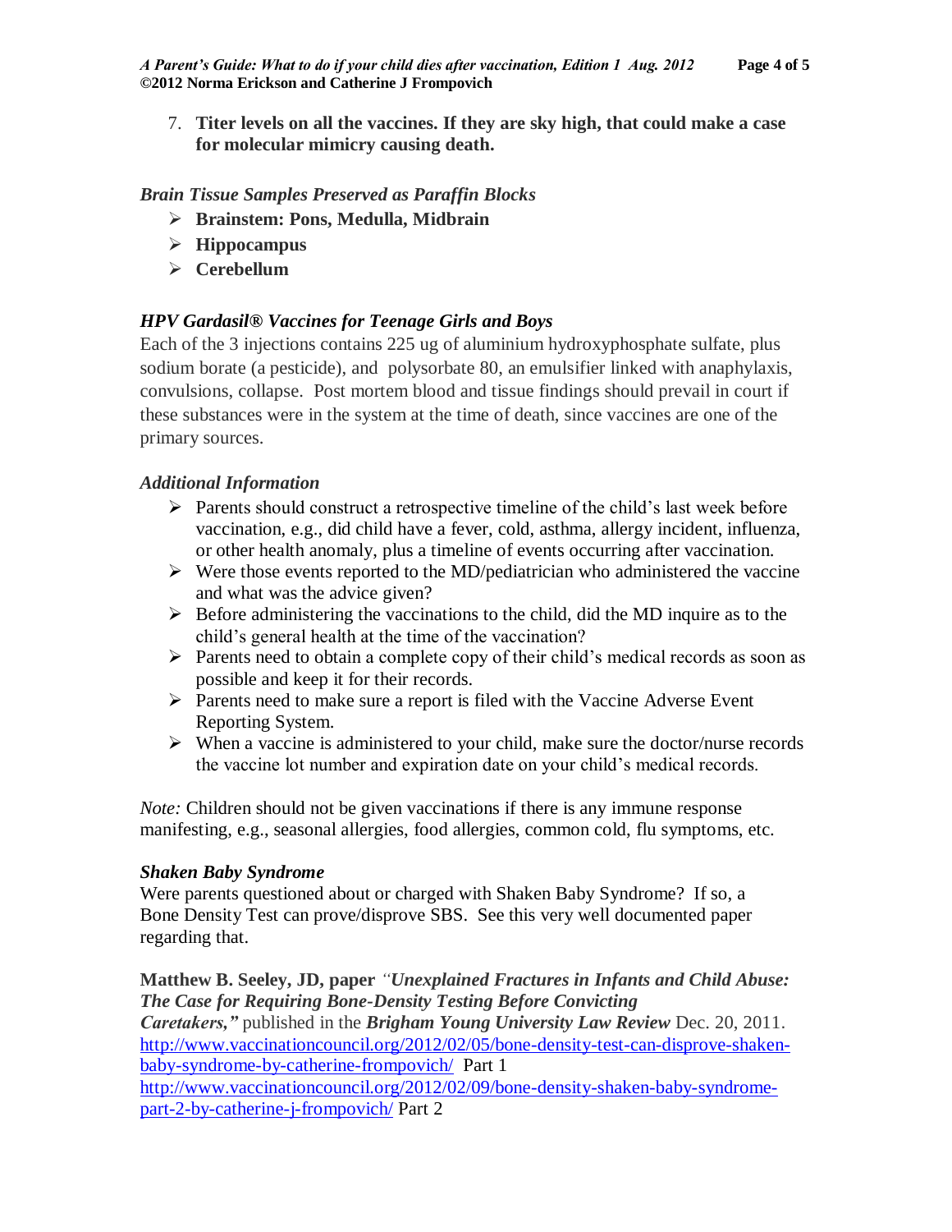7. **Titer levels on all the vaccines. If they are sky high, that could make a case for molecular mimicry causing death.**

*Brain Tissue Samples Preserved as Paraffin Blocks*

- **Brainstem: Pons, Medulla, Midbrain**
- **Hippocampus**
- **Cerebellum**

***HPV Gardasil® Vaccines for Teenage Girls and Boys***

Each of the 3 injections contains 225 ug of aluminium hydroxyphosphate sulfate, plus sodium borate (a pesticide), and polysorbate 80, an emulsifier linked with anaphylaxis, convulsions, collapse. Post mortem blood and tissue findings should prevail in court if these substances were in the system at the time of death, since vaccines are one of the primary sources.

*Additional Information*

- Parents should construct a retrospective timeline of the child's last week before vaccination, e.g., did child have a fever, cold, asthma, allergy incident, influenza, or other health anomaly, plus a timeline of events occurring after vaccination.
- Were those events reported to the MD/pediatrician who administered the vaccine and what was the advice given?
- Before administering the vaccinations to the child, did the MD inquire as to the child's general health at the time of the vaccination?
- Parents need to obtain a complete copy of their child's medical records as soon as possible and keep it for their records.
- Parents need to make sure a report is filed with the Vaccine Adverse Event Reporting System.
- When a vaccine is administered to your child, make sure the doctor/nurse records the vaccine lot number and expiration date on your child's medical records.

*Note:* Children should not be given vaccinations if there is any immune response manifesting, e.g., seasonal allergies, food allergies, common cold, flu symptoms, etc.

***Shaken Baby Syndrome***

Were parents questioned about or charged with Shaken Baby Syndrome? If so, a Bone Density Test can prove/disprove SBS. See this very well documented paper regarding that.

**Matthew B. Seeley, JD, paper** ***"Unexplained Fractures in Infants and Child Abuse: The Case for Requiring Bone-Density Testing Before Convicting Caretakers,"*** published in the ***Brigham Young University Law Review*** Dec. 20, 2011.
http://www.vaccinationcouncil.org/2012/02/05/bone-density-test-can-disprove-shaken-baby-syndrome-by-catherine-frompovich/ Part 1
http://www.vaccinationcouncil.org/2012/02/09/bone-density-shaken-baby-syndrome-part-2-by-catherine-j-frompovich/ Part 2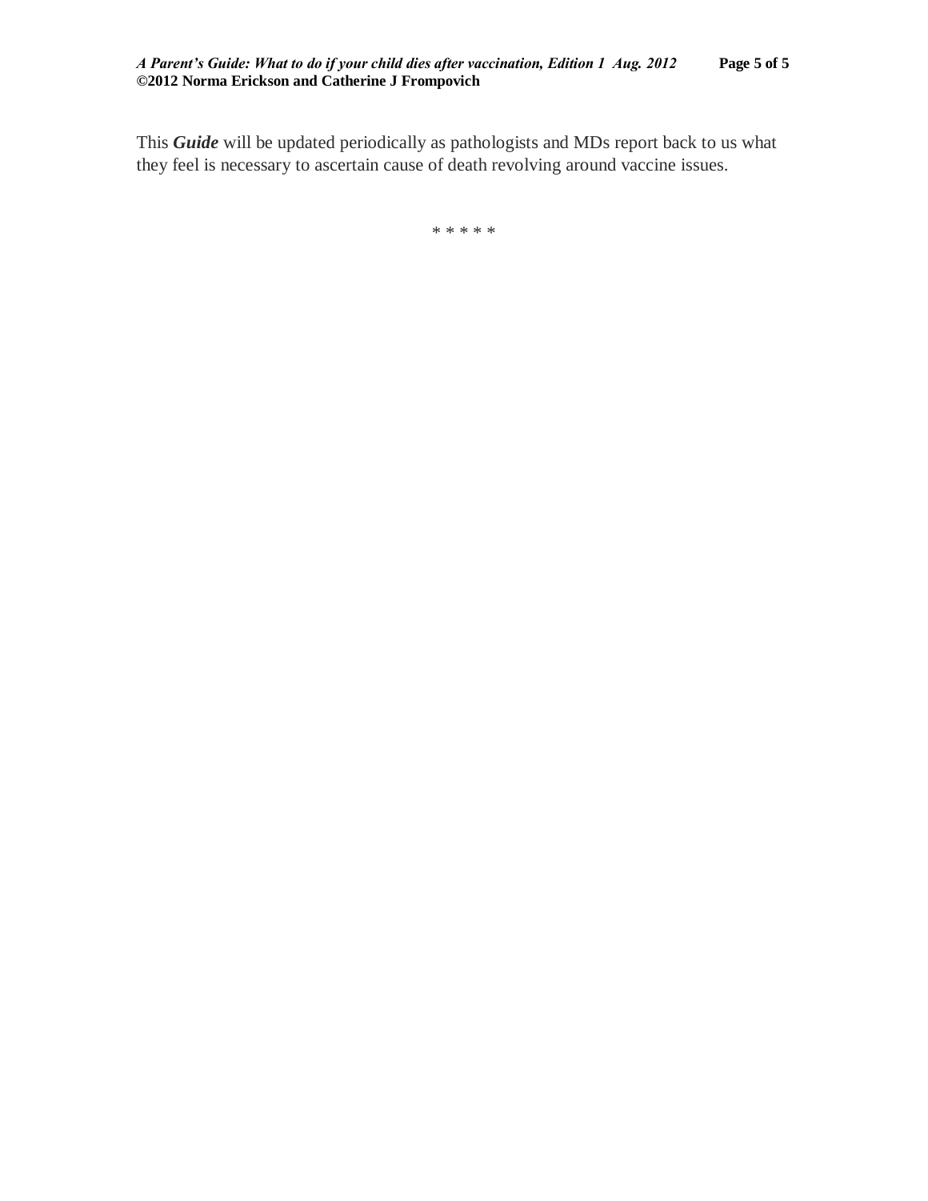This ***Guide*** will be updated periodically as pathologists and MDs report back to us what they feel is necessary to ascertain cause of death revolving around vaccine issues.

* * * * *